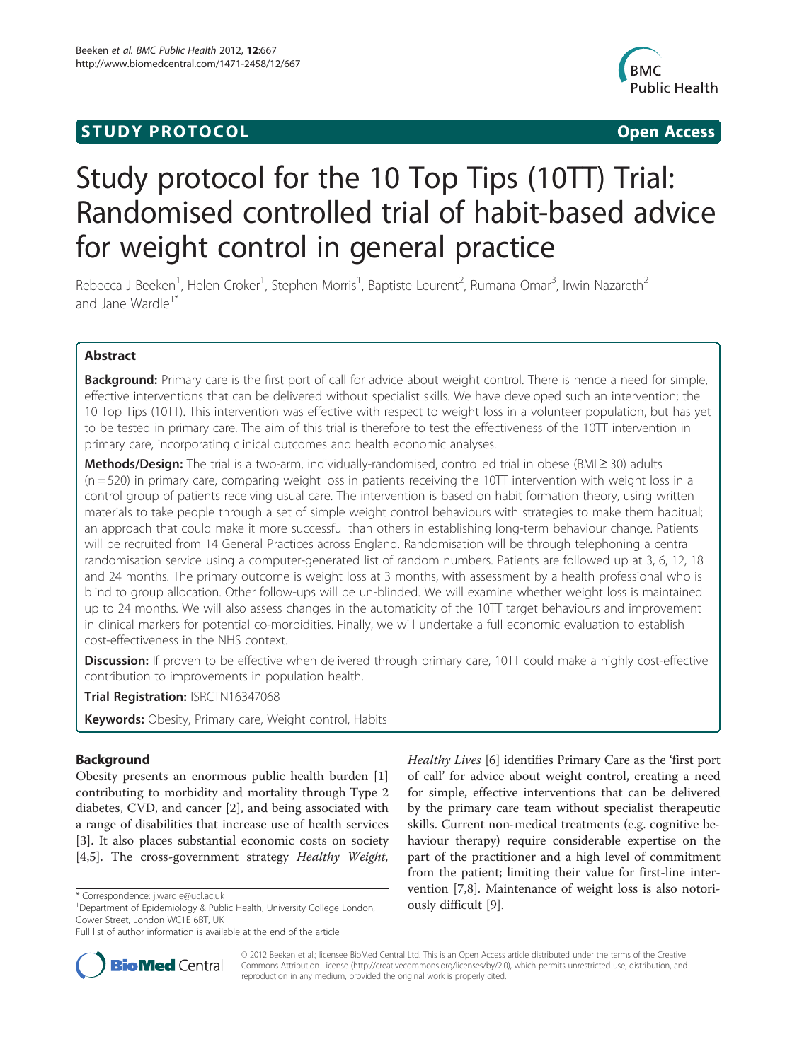**STUDY PROTOCOL** **Open Access**

# Study protocol for the 10 Top Tips (10TT) Trial: Randomised controlled trial of habit-based advice for weight control in general practice

Rebecca J Beeken[1], Helen Croker[1], Stephen Morris[1], Baptiste Leurent[2], Rumana Omar[3], Irwin Nazareth[2] and Jane Wardle[1*]

## Abstract

**Background:** Primary care is the first port of call for advice about weight control. There is hence a need for simple, effective interventions that can be delivered without specialist skills. We have developed such an intervention; the 10 Top Tips (10TT). This intervention was effective with respect to weight loss in a volunteer population, but has yet to be tested in primary care. The aim of this trial is therefore to test the effectiveness of the 10TT intervention in primary care, incorporating clinical outcomes and health economic analyses.

**Methods/Design:** The trial is a two-arm, individually-randomised, controlled trial in obese (BMI ≥ 30) adults (n = 520) in primary care, comparing weight loss in patients receiving the 10TT intervention with weight loss in a control group of patients receiving usual care. The intervention is based on habit formation theory, using written materials to take people through a set of simple weight control behaviours with strategies to make them habitual; an approach that could make it more successful than others in establishing long-term behaviour change. Patients will be recruited from 14 General Practices across England. Randomisation will be through telephoning a central randomisation service using a computer-generated list of random numbers. Patients are followed up at 3, 6, 12, 18 and 24 months. The primary outcome is weight loss at 3 months, with assessment by a health professional who is blind to group allocation. Other follow-ups will be un-blinded. We will examine whether weight loss is maintained up to 24 months. We will also assess changes in the automaticity of the 10TT target behaviours and improvement in clinical markers for potential co-morbidities. Finally, we will undertake a full economic evaluation to establish cost-effectiveness in the NHS context.

**Discussion:** If proven to be effective when delivered through primary care, 10TT could make a highly cost-effective contribution to improvements in population health.

**Trial Registration:** ISRCTN16347068

**Keywords:** Obesity, Primary care, Weight control, Habits

## Background

Obesity presents an enormous public health burden [1] contributing to morbidity and mortality through Type 2 diabetes, CVD, and cancer [2], and being associated with a range of disabilities that increase use of health services [3]. It also places substantial economic costs on society [4,5]. The cross-government strategy *Healthy Weight, Healthy Lives* [6] identifies Primary Care as the 'first port of call' for advice about weight control, creating a need for simple, effective interventions that can be delivered by the primary care team without specialist therapeutic skills. Current non-medical treatments (e.g. cognitive behaviour therapy) require considerable expertise on the part of the practitioner and a high level of commitment from the patient; limiting their value for first-line intervention [7,8]. Maintenance of weight loss is also notoriously difficult [9].

\* Correspondence: j.wardle@ucl.ac.uk

[1]Department of Epidemiology & Public Health, University College London, Gower Street, London WC1E 6BT, UK

Full list of author information is available at the end of the article

© 2012 Beeken et al.; licensee BioMed Central Ltd. This is an Open Access article distributed under the terms of the Creative Commons Attribution License (http://creativecommons.org/licenses/by/2.0), which permits unrestricted use, distribution, and reproduction in any medium, provided the original work is properly cited.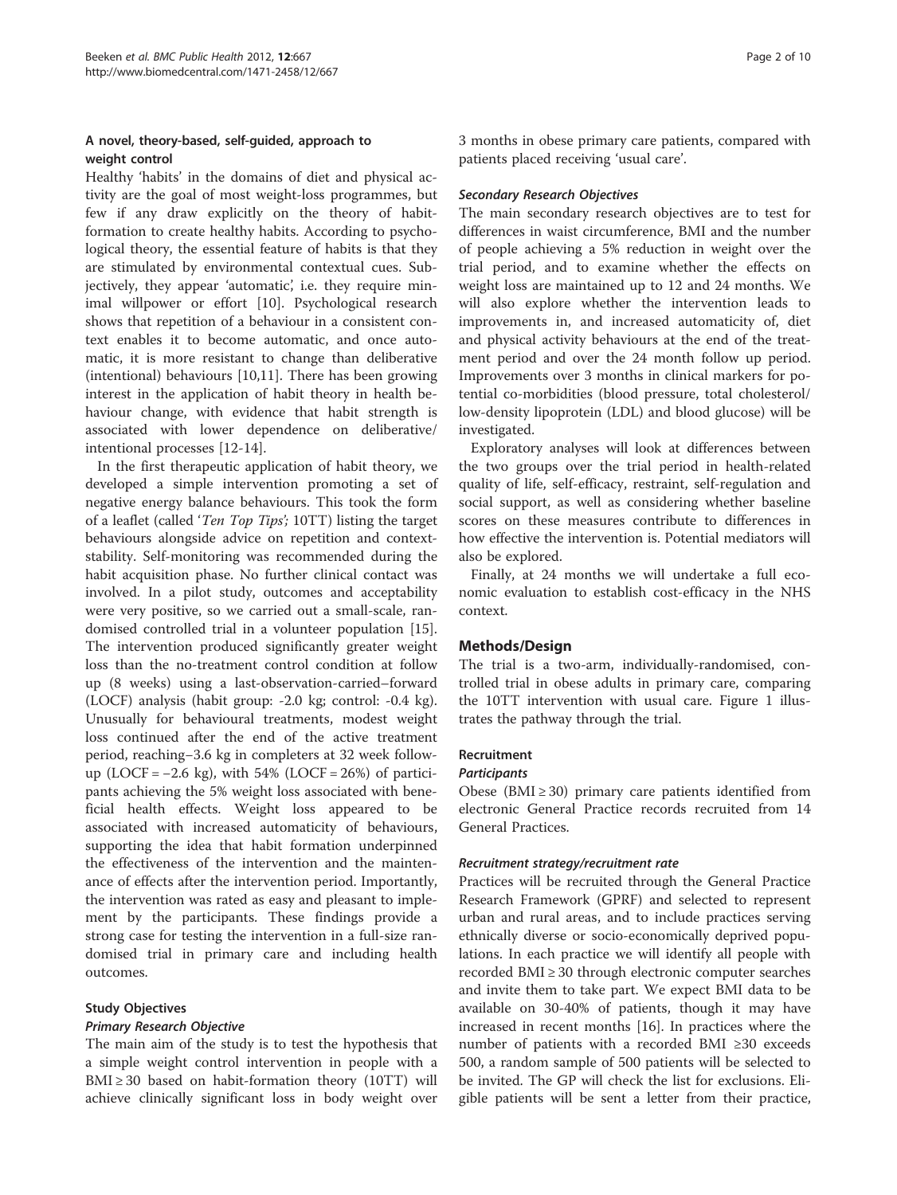### A novel, theory-based, self-guided, approach to weight control

Healthy 'habits' in the domains of diet and physical activity are the goal of most weight-loss programmes, but few if any draw explicitly on the theory of habit-formation to create healthy habits. According to psychological theory, the essential feature of habits is that they are stimulated by environmental contextual cues. Subjectively, they appear 'automatic', i.e. they require minimal willpower or effort [10]. Psychological research shows that repetition of a behaviour in a consistent context enables it to become automatic, and once automatic, it is more resistant to change than deliberative (intentional) behaviours [10,11]. There has been growing interest in the application of habit theory in health behaviour change, with evidence that habit strength is associated with lower dependence on deliberative/intentional processes [12-14].

In the first therapeutic application of habit theory, we developed a simple intervention promoting a set of negative energy balance behaviours. This took the form of a leaflet (called '*Ten Top Tips*'; 10TT) listing the target behaviours alongside advice on repetition and context-stability. Self-monitoring was recommended during the habit acquisition phase. No further clinical contact was involved. In a pilot study, outcomes and acceptability were very positive, so we carried out a small-scale, randomised controlled trial in a volunteer population [15]. The intervention produced significantly greater weight loss than the no-treatment control condition at follow up (8 weeks) using a last-observation-carried–forward (LOCF) analysis (habit group: -2.0 kg; control: -0.4 kg). Unusually for behavioural treatments, modest weight loss continued after the end of the active treatment period, reaching −3.6 kg in completers at 32 week follow-up (LOCF = −2.6 kg), with 54% (LOCF = 26%) of participants achieving the 5% weight loss associated with beneficial health effects. Weight loss appeared to be associated with increased automaticity of behaviours, supporting the idea that habit formation underpinned the effectiveness of the intervention and the maintenance of effects after the intervention period. Importantly, the intervention was rated as easy and pleasant to implement by the participants. These findings provide a strong case for testing the intervention in a full-size randomised trial in primary care and including health outcomes.

### Study Objectives

#### *Primary Research Objective*

The main aim of the study is to test the hypothesis that a simple weight control intervention in people with a BMI ≥ 30 based on habit-formation theory (10TT) will achieve clinically significant loss in body weight over 3 months in obese primary care patients, compared with patients placed receiving 'usual care'.

#### *Secondary Research Objectives*

The main secondary research objectives are to test for differences in waist circumference, BMI and the number of people achieving a 5% reduction in weight over the trial period, and to examine whether the effects on weight loss are maintained up to 12 and 24 months. We will also explore whether the intervention leads to improvements in, and increased automaticity of, diet and physical activity behaviours at the end of the treatment period and over the 24 month follow up period. Improvements over 3 months in clinical markers for potential co-morbidities (blood pressure, total cholesterol/low-density lipoprotein (LDL) and blood glucose) will be investigated.

Exploratory analyses will look at differences between the two groups over the trial period in health-related quality of life, self-efficacy, restraint, self-regulation and social support, as well as considering whether baseline scores on these measures contribute to differences in how effective the intervention is. Potential mediators will also be explored.

Finally, at 24 months we will undertake a full economic evaluation to establish cost-efficacy in the NHS context.

## Methods/Design

The trial is a two-arm, individually-randomised, controlled trial in obese adults in primary care, comparing the 10TT intervention with usual care. Figure 1 illustrates the pathway through the trial.

### Recruitment

#### *Participants*

Obese (BMI ≥ 30) primary care patients identified from electronic General Practice records recruited from 14 General Practices.

#### *Recruitment strategy/recruitment rate*

Practices will be recruited through the General Practice Research Framework (GPRF) and selected to represent urban and rural areas, and to include practices serving ethnically diverse or socio-economically deprived populations. In each practice we will identify all people with recorded BMI ≥ 30 through electronic computer searches and invite them to take part. We expect BMI data to be available on 30-40% of patients, though it may have increased in recent months [16]. In practices where the number of patients with a recorded BMI ≥30 exceeds 500, a random sample of 500 patients will be selected to be invited. The GP will check the list for exclusions. Eligible patients will be sent a letter from their practice,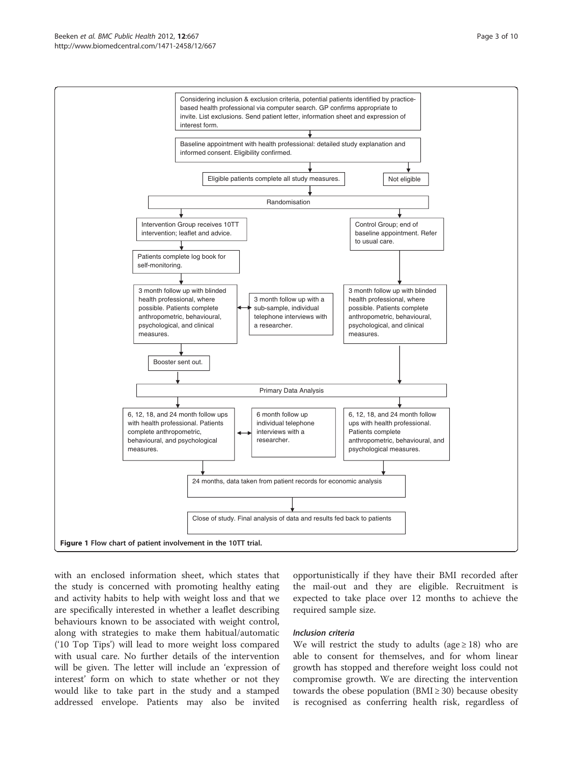Considering inclusion & exclusion criteria, potential patients identified by practice-based health professional via computer search. GP confirms appropriate to invite. List exclusions. Send patient letter, information sheet and expression of interest form.

Baseline appointment with health professional: detailed study explanation and informed consent. Eligibility confirmed.

Eligible patients complete all study measures.

Not eligible

Randomisation

Intervention Group receives 10TT intervention; leaflet and advice.

Control Group; end of baseline appointment. Refer to usual care.

Patients complete log book for self-monitoring.

3 month follow up with blinded health professional, where possible. Patients complete anthropometric, behavioural, psychological, and clinical measures.

3 month follow up with a sub-sample, individual telephone interviews with a researcher.

3 month follow up with blinded health professional, where possible. Patients complete anthropometric, behavioural, psychological, and clinical measures.

Booster sent out.

Primary Data Analysis

6, 12, 18, and 24 month follow ups with health professional. Patients complete anthropometric, behavioural, and psychological measures.

6 month follow up individual telephone interviews with a researcher.

6, 12, 18, and 24 month follow ups with health professional. Patients complete anthropometric, behavioural, and psychological measures.

24 months, data taken from patient records for economic analysis

Close of study. Final analysis of data and results fed back to patients

**Figure 1 Flow chart of patient involvement in the 10TT trial.**

with an enclosed information sheet, which states that the study is concerned with promoting healthy eating and activity habits to help with weight loss and that we are specifically interested in whether a leaflet describing behaviours known to be associated with weight control, along with strategies to make them habitual/automatic ('10 Top Tips') will lead to more weight loss compared with usual care. No further details of the intervention will be given. The letter will include an 'expression of interest' form on which to state whether or not they would like to take part in the study and a stamped addressed envelope. Patients may also be invited opportunistically if they have their BMI recorded after the mail-out and they are eligible. Recruitment is expected to take place over 12 months to achieve the required sample size.

### *Inclusion criteria*

We will restrict the study to adults (age ≥ 18) who are able to consent for themselves, and for whom linear growth has stopped and therefore weight loss could not compromise growth. We are directing the intervention towards the obese population (BMI ≥ 30) because obesity is recognised as conferring health risk, regardless of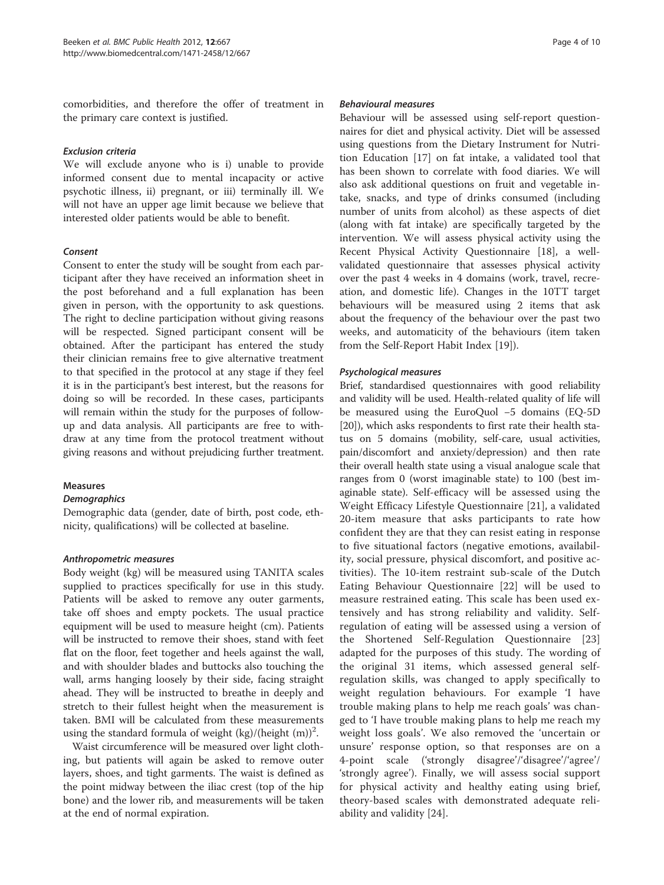comorbidities, and therefore the offer of treatment in the primary care context is justified.

#### *Exclusion criteria*

We will exclude anyone who is i) unable to provide informed consent due to mental incapacity or active psychotic illness, ii) pregnant, or iii) terminally ill. We will not have an upper age limit because we believe that interested older patients would be able to benefit.

#### *Consent*

Consent to enter the study will be sought from each participant after they have received an information sheet in the post beforehand and a full explanation has been given in person, with the opportunity to ask questions. The right to decline participation without giving reasons will be respected. Signed participant consent will be obtained. After the participant has entered the study their clinician remains free to give alternative treatment to that specified in the protocol at any stage if they feel it is in the participant's best interest, but the reasons for doing so will be recorded. In these cases, participants will remain within the study for the purposes of follow-up and data analysis. All participants are free to withdraw at any time from the protocol treatment without giving reasons and without prejudicing further treatment.

### Measures

#### *Demographics*

Demographic data (gender, date of birth, post code, ethnicity, qualifications) will be collected at baseline.

#### *Anthropometric measures*

Body weight (kg) will be measured using TANITA scales supplied to practices specifically for use in this study. Patients will be asked to remove any outer garments, take off shoes and empty pockets. The usual practice equipment will be used to measure height (cm). Patients will be instructed to remove their shoes, stand with feet flat on the floor, feet together and heels against the wall, and with shoulder blades and buttocks also touching the wall, arms hanging loosely by their side, facing straight ahead. They will be instructed to breathe in deeply and stretch to their fullest height when the measurement is taken. BMI will be calculated from these measurements using the standard formula of weight (kg)/(height (m))$^2$.

Waist circumference will be measured over light clothing, but patients will again be asked to remove outer layers, shoes, and tight garments. The waist is defined as the point midway between the iliac crest (top of the hip bone) and the lower rib, and measurements will be taken at the end of normal expiration.

#### *Behavioural measures*

Behaviour will be assessed using self-report questionnaires for diet and physical activity. Diet will be assessed using questions from the Dietary Instrument for Nutrition Education [17] on fat intake, a validated tool that has been shown to correlate with food diaries. We will also ask additional questions on fruit and vegetable intake, snacks, and type of drinks consumed (including number of units from alcohol) as these aspects of diet (along with fat intake) are specifically targeted by the intervention. We will assess physical activity using the Recent Physical Activity Questionnaire [18], a well-validated questionnaire that assesses physical activity over the past 4 weeks in 4 domains (work, travel, recreation, and domestic life). Changes in the 10TT target behaviours will be measured using 2 items that ask about the frequency of the behaviour over the past two weeks, and automaticity of the behaviours (item taken from the Self-Report Habit Index [19]).

#### *Psychological measures*

Brief, standardised questionnaires with good reliability and validity will be used. Health-related quality of life will be measured using the EuroQuol −5 domains (EQ-5D [20]), which asks respondents to first rate their health status on 5 domains (mobility, self-care, usual activities, pain/discomfort and anxiety/depression) and then rate their overall health state using a visual analogue scale that ranges from 0 (worst imaginable state) to 100 (best imaginable state). Self-efficacy will be assessed using the Weight Efficacy Lifestyle Questionnaire [21], a validated 20-item measure that asks participants to rate how confident they are that they can resist eating in response to five situational factors (negative emotions, availability, social pressure, physical discomfort, and positive activities). The 10-item restraint sub-scale of the Dutch Eating Behaviour Questionnaire [22] will be used to measure restrained eating. This scale has been used extensively and has strong reliability and validity. Self-regulation of eating will be assessed using a version of the Shortened Self-Regulation Questionnaire [23] adapted for the purposes of this study. The wording of the original 31 items, which assessed general self-regulation skills, was changed to apply specifically to weight regulation behaviours. For example 'I have trouble making plans to help me reach goals' was changed to 'I have trouble making plans to help me reach my weight loss goals'. We also removed the 'uncertain or unsure' response option, so that responses are on a 4-point scale ('strongly disagree'/'disagree'/'agree'/'strongly agree'). Finally, we will assess social support for physical activity and healthy eating using brief, theory-based scales with demonstrated adequate reliability and validity [24].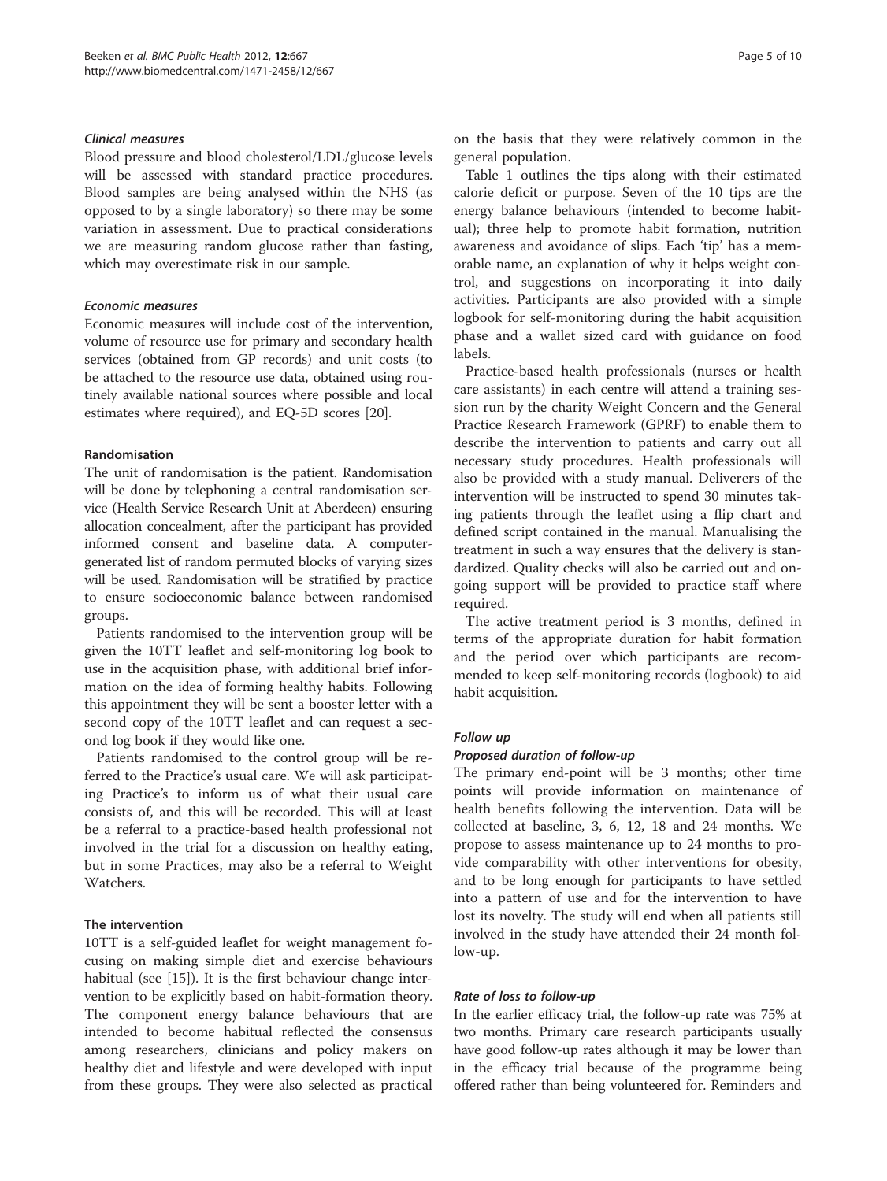#### *Clinical measures*

Blood pressure and blood cholesterol/LDL/glucose levels will be assessed with standard practice procedures. Blood samples are being analysed within the NHS (as opposed to by a single laboratory) so there may be some variation in assessment. Due to practical considerations we are measuring random glucose rather than fasting, which may overestimate risk in our sample.

#### *Economic measures*

Economic measures will include cost of the intervention, volume of resource use for primary and secondary health services (obtained from GP records) and unit costs (to be attached to the resource use data, obtained using routinely available national sources where possible and local estimates where required), and EQ-5D scores [20].

### Randomisation

The unit of randomisation is the patient. Randomisation will be done by telephoning a central randomisation service (Health Service Research Unit at Aberdeen) ensuring allocation concealment, after the participant has provided informed consent and baseline data. A computer-generated list of random permuted blocks of varying sizes will be used. Randomisation will be stratified by practice to ensure socioeconomic balance between randomised groups.

Patients randomised to the intervention group will be given the 10TT leaflet and self-monitoring log book to use in the acquisition phase, with additional brief information on the idea of forming healthy habits. Following this appointment they will be sent a booster letter with a second copy of the 10TT leaflet and can request a second log book if they would like one.

Patients randomised to the control group will be referred to the Practice's usual care. We will ask participating Practice's to inform us of what their usual care consists of, and this will be recorded. This will at least be a referral to a practice-based health professional not involved in the trial for a discussion on healthy eating, but in some Practices, may also be a referral to Weight Watchers.

### The intervention

10TT is a self-guided leaflet for weight management focusing on making simple diet and exercise behaviours habitual (see [15]). It is the first behaviour change intervention to be explicitly based on habit-formation theory. The component energy balance behaviours that are intended to become habitual reflected the consensus among researchers, clinicians and policy makers on healthy diet and lifestyle and were developed with input from these groups. They were also selected as practical on the basis that they were relatively common in the general population.

Table 1 outlines the tips along with their estimated calorie deficit or purpose. Seven of the 10 tips are the energy balance behaviours (intended to become habitual); three help to promote habit formation, nutrition awareness and avoidance of slips. Each 'tip' has a memorable name, an explanation of why it helps weight control, and suggestions on incorporating it into daily activities. Participants are also provided with a simple logbook for self-monitoring during the habit acquisition phase and a wallet sized card with guidance on food labels.

Practice-based health professionals (nurses or health care assistants) in each centre will attend a training session run by the charity Weight Concern and the General Practice Research Framework (GPRF) to enable them to describe the intervention to patients and carry out all necessary study procedures. Health professionals will also be provided with a study manual. Deliverers of the intervention will be instructed to spend 30 minutes taking patients through the leaflet using a flip chart and defined script contained in the manual. Manualising the treatment in such a way ensures that the delivery is standardized. Quality checks will also be carried out and ongoing support will be provided to practice staff where required.

The active treatment period is 3 months, defined in terms of the appropriate duration for habit formation and the period over which participants are recommended to keep self-monitoring records (logbook) to aid habit acquisition.

#### *Follow up*

#### *Proposed duration of follow-up*

The primary end-point will be 3 months; other time points will provide information on maintenance of health benefits following the intervention. Data will be collected at baseline, 3, 6, 12, 18 and 24 months. We propose to assess maintenance up to 24 months to provide comparability with other interventions for obesity, and to be long enough for participants to have settled into a pattern of use and for the intervention to have lost its novelty. The study will end when all patients still involved in the study have attended their 24 month follow-up.

#### *Rate of loss to follow-up*

In the earlier efficacy trial, the follow-up rate was 75% at two months. Primary care research participants usually have good follow-up rates although it may be lower than in the efficacy trial because of the programme being offered rather than being volunteered for. Reminders and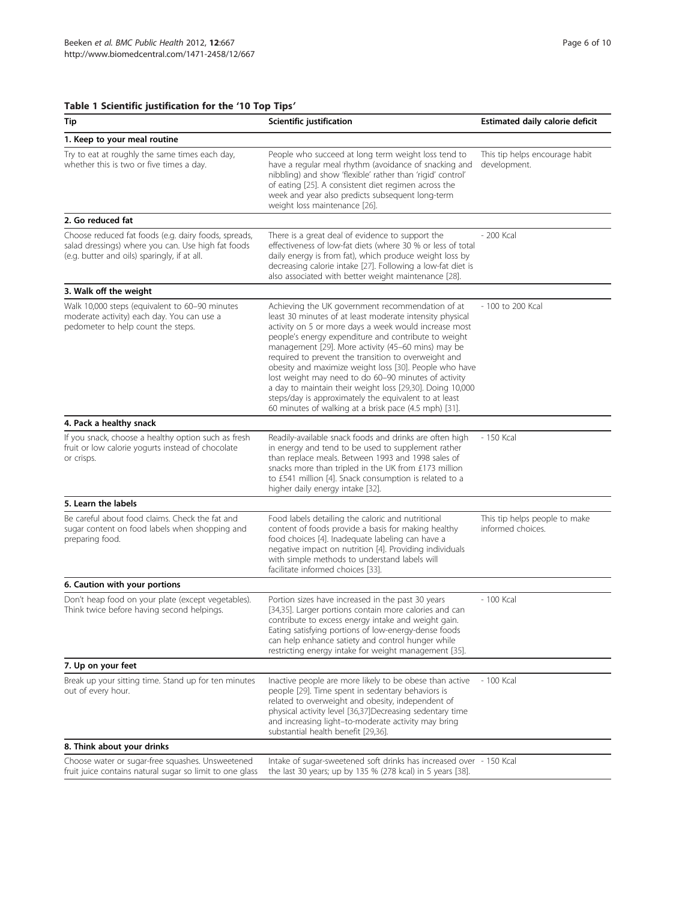**Table 1 Scientific justification for the '10 Top Tips'**

| Tip | Scientific justification | Estimated daily calorie deficit |
|---|---|---|
| **1. Keep to your meal routine** | | |
| Try to eat at roughly the same times each day, whether this is two or five times a day. | People who succeed at long term weight loss tend to have a regular meal rhythm (avoidance of snacking and nibbling) and show 'flexible' rather than 'rigid' control' of eating [25]. A consistent diet regimen across the week and year also predicts subsequent long-term weight loss maintenance [26]. | This tip helps encourage habit development. |
| **2. Go reduced fat** | | |
| Choose reduced fat foods (e.g. dairy foods, spreads, salad dressings) where you can. Use high fat foods (e.g. butter and oils) sparingly, if at all. | There is a great deal of evidence to support the effectiveness of low-fat diets (where 30 % or less of total daily energy is from fat), which produce weight loss by decreasing calorie intake [27]. Following a low-fat diet is also associated with better weight maintenance [28]. | - 200 Kcal |
| **3. Walk off the weight** | | |
| Walk 10,000 steps (equivalent to 60–90 minutes moderate activity) each day. You can use a pedometer to help count the steps. | Achieving the UK government recommendation of at least 30 minutes of at least moderate intensity physical activity on 5 or more days a week would increase most people's energy expenditure and contribute to weight management [29]. More activity (45–60 mins) may be required to prevent the transition to overweight and obesity and maximize weight loss [30]. People who have lost weight may need to do 60–90 minutes of activity a day to maintain their weight loss [29,30]. Doing 10,000 steps/day is approximately the equivalent to at least 60 minutes of walking at a brisk pace (4.5 mph) [31]. | - 100 to 200 Kcal |
| **4. Pack a healthy snack** | | |
| If you snack, choose a healthy option such as fresh fruit or low calorie yogurts instead of chocolate or crisps. | Readily-available snack foods and drinks are often high in energy and tend to be used to supplement rather than replace meals. Between 1993 and 1998 sales of snacks more than tripled in the UK from £173 million to £541 million [4]. Snack consumption is related to a higher daily energy intake [32]. | - 150 Kcal |
| **5. Learn the labels** | | |
| Be careful about food claims. Check the fat and sugar content on food labels when shopping and preparing food. | Food labels detailing the caloric and nutritional content of foods provide a basis for making healthy food choices [4]. Inadequate labeling can have a negative impact on nutrition [4]. Providing individuals with simple methods to understand labels will facilitate informed choices [33]. | This tip helps people to make informed choices. |
| **6. Caution with your portions** | | |
| Don't heap food on your plate (except vegetables). Think twice before having second helpings. | Portion sizes have increased in the past 30 years [34,35]. Larger portions contain more calories and can contribute to excess energy intake and weight gain. Eating satisfying portions of low-energy-dense foods can help enhance satiety and control hunger while restricting energy intake for weight management [35]. | - 100 Kcal |
| **7. Up on your feet** | | |
| Break up your sitting time. Stand up for ten minutes out of every hour. | Inactive people are more likely to be obese than active people [29]. Time spent in sedentary behaviors is related to overweight and obesity, independent of physical activity level [36,37]Decreasing sedentary time and increasing light–to-moderate activity may bring substantial health benefit [29,36]. | - 100 Kcal |
| **8. Think about your drinks** | | |
| Choose water or sugar-free squashes. Unsweetened fruit juice contains natural sugar so limit to one glass | Intake of sugar-sweetened soft drinks has increased over the last 30 years; up by 135 % (278 kcal) in 5 years [38]. | - 150 Kcal |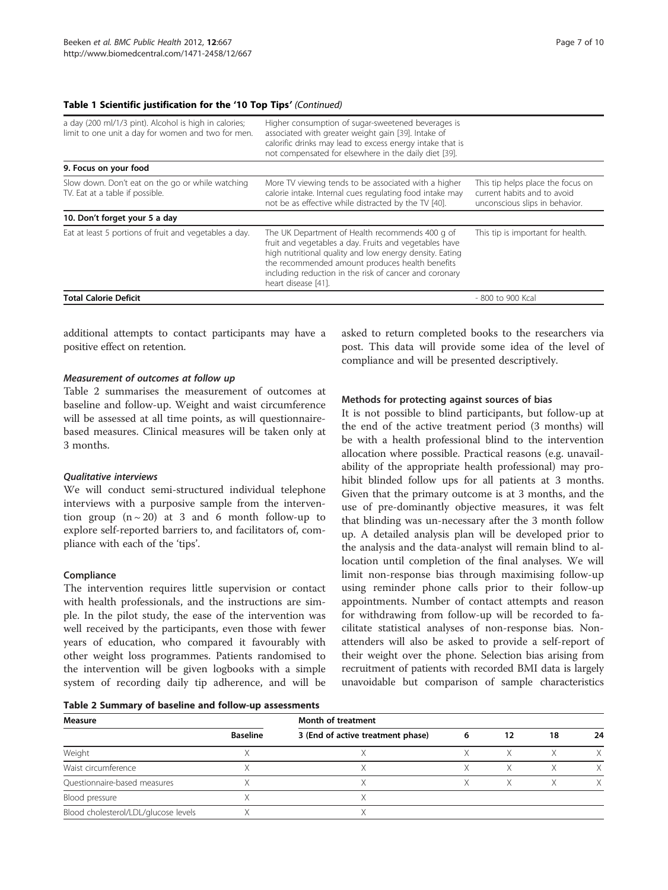**Table 1 Scientific justification for the '10 Top Tips'** *(Continued)*

| | | |
|---|---|---|
| a day (200 ml/1/3 pint). Alcohol is high in calories; limit to one unit a day for women and two for men. | Higher consumption of sugar-sweetened beverages is associated with greater weight gain [39]. Intake of calorific drinks may lead to excess energy intake that is not compensated for elsewhere in the daily diet [39]. | |
| **9. Focus on your food** | | |
| Slow down. Don't eat on the go or while watching TV. Eat at a table if possible. | More TV viewing tends to be associated with a higher calorie intake. Internal cues regulating food intake may not be as effective while distracted by the TV [40]. | This tip helps place the focus on current habits and to avoid unconscious slips in behavior. |
| **10. Don't forget your 5 a day** | | |
| Eat at least 5 portions of fruit and vegetables a day. | The UK Department of Health recommends 400 g of fruit and vegetables a day. Fruits and vegetables have high nutritional quality and low energy density. Eating the recommended amount produces health benefits including reduction in the risk of cancer and coronary heart disease [41]. | This tip is important for health. |
| **Total Calorie Deficit** | | - 800 to 900 Kcal |

additional attempts to contact participants may have a positive effect on retention.

#### *Measurement of outcomes at follow up*

Table 2 summarises the measurement of outcomes at baseline and follow-up. Weight and waist circumference will be assessed at all time points, as will questionnaire-based measures. Clinical measures will be taken only at 3 months.

#### *Qualitative interviews*

We will conduct semi-structured individual telephone interviews with a purposive sample from the intervention group (n ~ 20) at 3 and 6 month follow-up to explore self-reported barriers to, and facilitators of, compliance with each of the 'tips'.

### Compliance

The intervention requires little supervision or contact with health professionals, and the instructions are simple. In the pilot study, the ease of the intervention was well received by the participants, even those with fewer years of education, who compared it favourably with other weight loss programmes. Patients randomised to the intervention will be given logbooks with a simple system of recording daily tip adherence, and will be asked to return completed books to the researchers via post. This data will provide some idea of the level of compliance and will be presented descriptively.

### Methods for protecting against sources of bias

It is not possible to blind participants, but follow-up at the end of the active treatment period (3 months) will be with a health professional blind to the intervention allocation where possible. Practical reasons (e.g. unavailability of the appropriate health professional) may prohibit blinded follow ups for all patients at 3 months. Given that the primary outcome is at 3 months, and the use of pre-dominantly objective measures, it was felt that blinding was un-necessary after the 3 month follow up. A detailed analysis plan will be developed prior to the analysis and the data-analyst will remain blind to allocation until completion of the final analyses. We will limit non-response bias through maximising follow-up using reminder phone calls prior to their follow-up appointments. Number of contact attempts and reason for withdrawing from follow-up will be recorded to facilitate statistical analyses of non-response bias. Non-attenders will also be asked to provide a self-report of their weight over the phone. Selection bias arising from recruitment of patients with recorded BMI data is largely unavoidable but comparison of sample characteristics

**Table 2 Summary of baseline and follow-up assessments**

| Measure | Month of treatment | | | | | |
|---|---|---|---|---|---|---|
| | Baseline | 3 (End of active treatment phase) | 6 | 12 | 18 | 24 |
| Weight | X | X | X | X | X | X |
| Waist circumference | X | X | X | X | X | X |
| Questionnaire-based measures | X | X | X | X | X | X |
| Blood pressure | X | X | | | | |
| Blood cholesterol/LDL/glucose levels | X | X | | | | |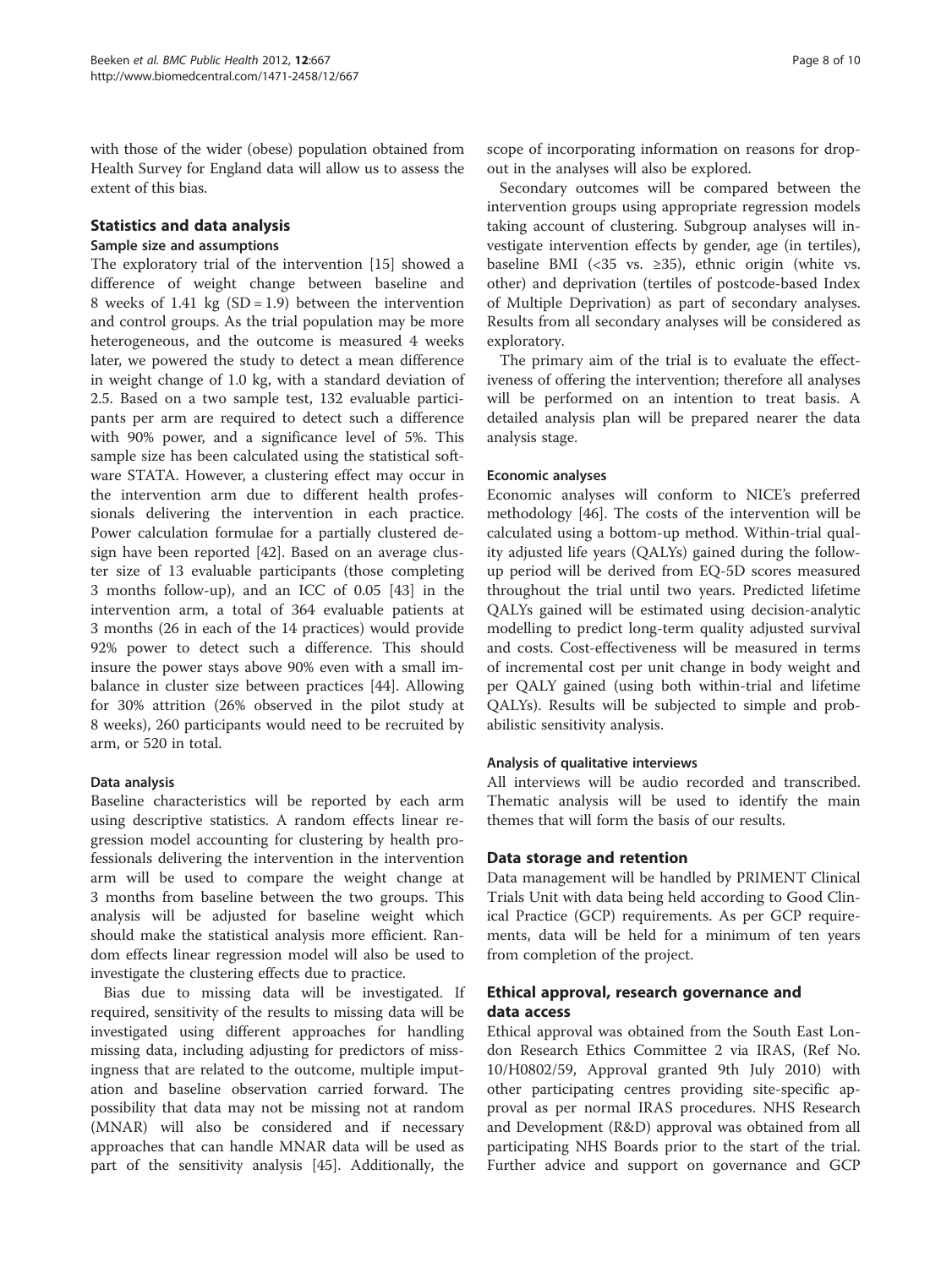with those of the wider (obese) population obtained from Health Survey for England data will allow us to assess the extent of this bias.

## Statistics and data analysis

### Sample size and assumptions

The exploratory trial of the intervention [15] showed a difference of weight change between baseline and 8 weeks of 1.41 kg (SD = 1.9) between the intervention and control groups. As the trial population may be more heterogeneous, and the outcome is measured 4 weeks later, we powered the study to detect a mean difference in weight change of 1.0 kg, with a standard deviation of 2.5. Based on a two sample test, 132 evaluable participants per arm are required to detect such a difference with 90% power, and a significance level of 5%. This sample size has been calculated using the statistical software STATA. However, a clustering effect may occur in the intervention arm due to different health professionals delivering the intervention in each practice. Power calculation formulae for a partially clustered design have been reported [42]. Based on an average cluster size of 13 evaluable participants (those completing 3 months follow-up), and an ICC of 0.05 [43] in the intervention arm, a total of 364 evaluable patients at 3 months (26 in each of the 14 practices) would provide 92% power to detect such a difference. This should insure the power stays above 90% even with a small imbalance in cluster size between practices [44]. Allowing for 30% attrition (26% observed in the pilot study at 8 weeks), 260 participants would need to be recruited by arm, or 520 in total.

### Data analysis

Baseline characteristics will be reported by each arm using descriptive statistics. A random effects linear regression model accounting for clustering by health professionals delivering the intervention in the intervention arm will be used to compare the weight change at 3 months from baseline between the two groups. This analysis will be adjusted for baseline weight which should make the statistical analysis more efficient. Random effects linear regression model will also be used to investigate the clustering effects due to practice.

Bias due to missing data will be investigated. If required, sensitivity of the results to missing data will be investigated using different approaches for handling missing data, including adjusting for predictors of missingness that are related to the outcome, multiple imputation and baseline observation carried forward. The possibility that data may not be missing not at random (MNAR) will also be considered and if necessary approaches that can handle MNAR data will be used as part of the sensitivity analysis [45]. Additionally, the scope of incorporating information on reasons for drop-out in the analyses will also be explored.

Secondary outcomes will be compared between the intervention groups using appropriate regression models taking account of clustering. Subgroup analyses will investigate intervention effects by gender, age (in tertiles), baseline BMI (<35 vs. ≥35), ethnic origin (white vs. other) and deprivation (tertiles of postcode-based Index of Multiple Deprivation) as part of secondary analyses. Results from all secondary analyses will be considered as exploratory.

The primary aim of the trial is to evaluate the effectiveness of offering the intervention; therefore all analyses will be performed on an intention to treat basis. A detailed analysis plan will be prepared nearer the data analysis stage.

### Economic analyses

Economic analyses will conform to NICE's preferred methodology [46]. The costs of the intervention will be calculated using a bottom-up method. Within-trial quality adjusted life years (QALYs) gained during the follow-up period will be derived from EQ-5D scores measured throughout the trial until two years. Predicted lifetime QALYs gained will be estimated using decision-analytic modelling to predict long-term quality adjusted survival and costs. Cost-effectiveness will be measured in terms of incremental cost per unit change in body weight and per QALY gained (using both within-trial and lifetime QALYs). Results will be subjected to simple and probabilistic sensitivity analysis.

### Analysis of qualitative interviews

All interviews will be audio recorded and transcribed. Thematic analysis will be used to identify the main themes that will form the basis of our results.

## Data storage and retention

Data management will be handled by PRIMENT Clinical Trials Unit with data being held according to Good Clinical Practice (GCP) requirements. As per GCP requirements, data will be held for a minimum of ten years from completion of the project.

## Ethical approval, research governance and data access

Ethical approval was obtained from the South East London Research Ethics Committee 2 via IRAS, (Ref No. 10/H0802/59, Approval granted 9th July 2010) with other participating centres providing site-specific approval as per normal IRAS procedures. NHS Research and Development (R&D) approval was obtained from all participating NHS Boards prior to the start of the trial. Further advice and support on governance and GCP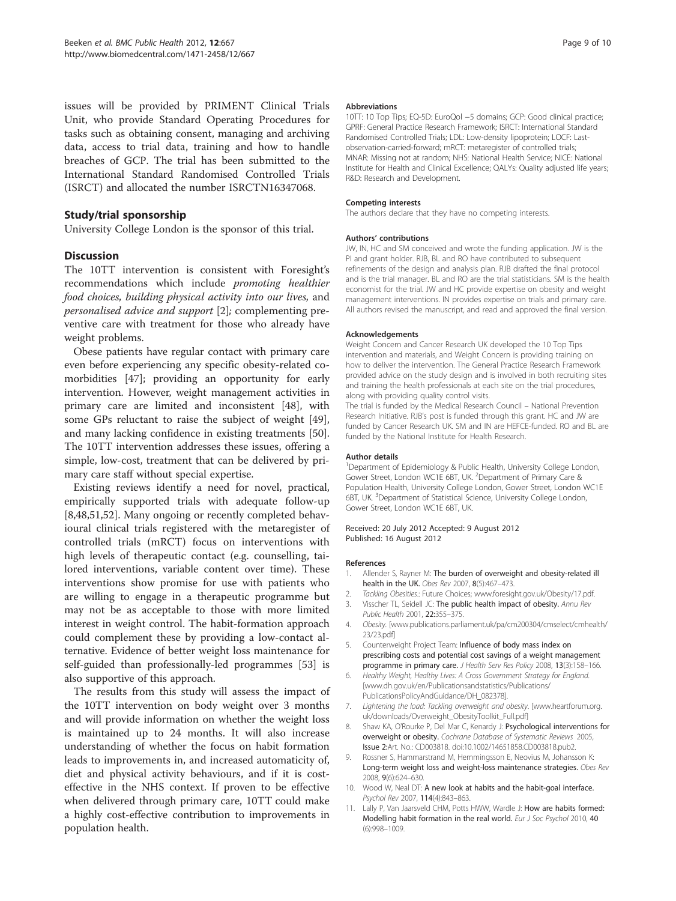issues will be provided by PRIMENT Clinical Trials Unit, who provide Standard Operating Procedures for tasks such as obtaining consent, managing and archiving data, access to trial data, training and how to handle breaches of GCP. The trial has been submitted to the International Standard Randomised Controlled Trials (ISRCT) and allocated the number ISRCTN16347068.

## Study/trial sponsorship

University College London is the sponsor of this trial.

## Discussion

The 10TT intervention is consistent with Foresight's recommendations which include *promoting healthier food choices, building physical activity into our lives,* and *personalised advice and support* [2]*;* complementing preventive care with treatment for those who already have weight problems.

Obese patients have regular contact with primary care even before experiencing any specific obesity-related co-morbidities [47]; providing an opportunity for early intervention. However, weight management activities in primary care are limited and inconsistent [48], with some GPs reluctant to raise the subject of weight [49], and many lacking confidence in existing treatments [50]. The 10TT intervention addresses these issues, offering a simple, low-cost, treatment that can be delivered by primary care staff without special expertise.

Existing reviews identify a need for novel, practical, empirically supported trials with adequate follow-up [8,48,51,52]. Many ongoing or recently completed behavioural clinical trials registered with the metaregister of controlled trials (mRCT) focus on interventions with high levels of therapeutic contact (e.g. counselling, tailored interventions, variable content over time). These interventions show promise for use with patients who are willing to engage in a therapeutic programme but may not be as acceptable to those with more limited interest in weight control. The habit-formation approach could complement these by providing a low-contact alternative. Evidence of better weight loss maintenance for self-guided than professionally-led programmes [53] is also supportive of this approach.

The results from this study will assess the impact of the 10TT intervention on body weight over 3 months and will provide information on whether the weight loss is maintained up to 24 months. It will also increase understanding of whether the focus on habit formation leads to improvements in, and increased automaticity of, diet and physical activity behaviours, and if it is cost-effective in the NHS context. If proven to be effective when delivered through primary care, 10TT could make a highly cost-effective contribution to improvements in population health.

#### Abbreviations

10TT: 10 Top Tips; EQ-5D: EuroQol −5 domains; GCP: Good clinical practice; GPRF: General Practice Research Framework; ISRCT: International Standard Randomised Controlled Trials; LDL: Low-density lipoprotein; LOCF: Last-observation-carried-forward; mRCT: metaregister of controlled trials; MNAR: Missing not at random; NHS: National Health Service; NICE: National Institute for Health and Clinical Excellence; QALYs: Quality adjusted life years; R&D: Research and Development.

#### Competing interests

The authors declare that they have no competing interests.

#### Authors' contributions

JW, IN, HC and SM conceived and wrote the funding application. JW is the PI and grant holder. RJB, BL and RO have contributed to subsequent refinements of the design and analysis plan. RJB drafted the final protocol and is the trial manager. BL and RO are the trial statisticians. SM is the health economist for the trial. JW and HC provide expertise on obesity and weight management interventions. IN provides expertise on trials and primary care. All authors revised the manuscript, and read and approved the final version.

#### Acknowledgements

Weight Concern and Cancer Research UK developed the 10 Top Tips intervention and materials, and Weight Concern is providing training on how to deliver the intervention. The General Practice Research Framework provided advice on the study design and is involved in both recruiting sites and training the health professionals at each site on the trial procedures, along with providing quality control visits.

The trial is funded by the Medical Research Council – National Prevention Research Initiative. RJB's post is funded through this grant. HC and JW are funded by Cancer Research UK. SM and IN are HEFCE-funded. RO and BL are funded by the National Institute for Health Research.

#### Author details

[1]Department of Epidemiology & Public Health, University College London, Gower Street, London WC1E 6BT, UK. [2]Department of Primary Care & Population Health, University College London, Gower Street, London WC1E 6BT, UK. [3]Department of Statistical Science, University College London, Gower Street, London WC1E 6BT, UK.

Received: 20 July 2012 Accepted: 9 August 2012
Published: 16 August 2012

#### References

1. Allender S, Rayner M: **The burden of overweight and obesity-related ill health in the UK.** *Obes Rev* 2007, **8**(5):467–473.
2. *Tackling Obesities*.: Future Choices; www.foresight.gov.uk/Obesity/17.pdf.
3. Visscher TL, Seidell JC: **The public health impact of obesity.** *Annu Rev Public Health* 2001, **22:**355–375.
4. *Obesity*. [www.publications.parliament.uk/pa/cm200304/cmselect/cmhealth/23/23.pdf]
5. Counterweight Project Team: **Influence of body mass index on prescribing costs and potential cost savings of a weight management programme in primary care.** *J Health Serv Res Policy* 2008, **13**(3):158–166.
6. *Healthy Weight, Healthy Lives: A Cross Government Strategy for England*. [www.dh.gov.uk/en/Publicationsandstatistics/Publications/PublicationsPolicyAndGuidance/DH_082378].
7. *Lightening the load: Tackling overweight and obesity*. [www.heartforum.org.uk/downloads/Overweight_ObesityToolkit_Full.pdf]
8. Shaw KA, O'Rourke P, Del Mar C, Kenardy J: **Psychological interventions for overweight or obesity.** *Cochrane Database of Systematic Reviews* 2005, **Issue 2**:Art. No.: CD003818. doi:10.1002/14651858.CD003818.pub2.
9. Rossner S, Hammarstrand M, Hemmingsson E, Neovius M, Johansson K: **Long-term weight loss and weight-loss maintenance strategies.** *Obes Rev* 2008, **9**(6):624–630.
10. Wood W, Neal DT: **A new look at habits and the habit-goal interface.** *Psychol Rev* 2007, **114**(4):843–863.
11. Lally P, Van Jaarsveld CHM, Potts HWW, Wardle J: **How are habits formed: Modelling habit formation in the real world.** *Eur J Soc Psychol* 2010, **40** (6):998–1009.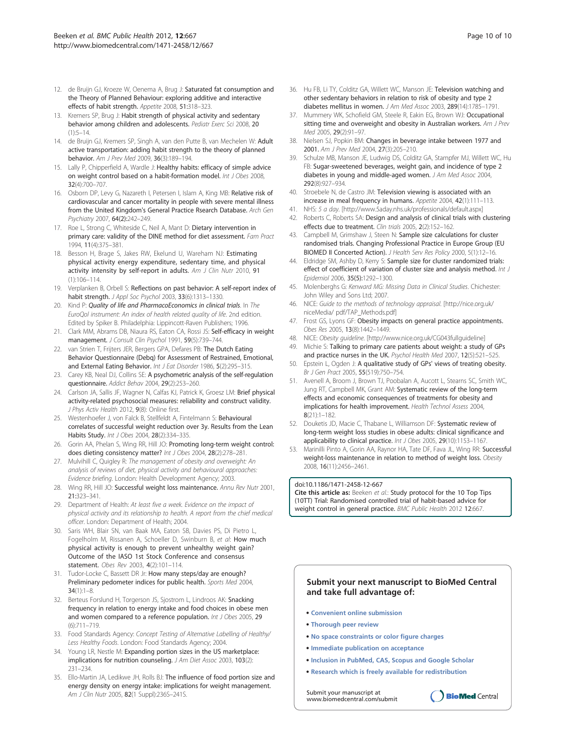12. de Bruijn GJ, Kroeze W, Oenema A, Brug J: **Saturated fat consumption and the Theory of Planned Behaviour: exploring additive and interactive effects of habit strength.** *Appetite* 2008, **51**:318–323.
13. Kremers SP, Brug J: **Habit strength of physical activity and sedentary behavior among children and adolescents.** *Pediatr Exerc Sci* 2008, **20** (1):5–14.
14. de Bruijn GJ, Kremers SP, Singh A, van den Putte B, van Mechelen W: **Adult active transportation: adding habit strength to the theory of planned behavior.** *Am J Prev Med* 2009, **36**(3):189–194.
15. Lally P, Chipperfield A, Wardle J: **Healthy habits: efficacy of simple advice on weight control based on a habit-formation model.** *Int J Obes* 2008, **32**(4):700–707.
16. Osborn DP, Levy G, Nazareth I, Petersen I, Islam A, King MB: **Relative risk of cardiovascular and cancer mortality in people with severe mental illness from the United Kingdom's General Practice Rsearch Database.** *Arch Gen Psychiatry* 2007, **64(2):**242–249.
17. Roe L, Strong C, Whiteside C, Neil A, Mant D: **Dietary intervention in primary care: validity of the DINE method for diet assessment.** *Fam Pract* 1994, **11**(4):375–381.
18. Besson H, Brage S, Jakes RW, Ekelund U, Wareham NJ: **Estimating physical activity energy expenditure, sedentary time, and physical activity intensity by self-report in adults.** *Am J Clin Nutr* 2010, **91** (1):106–114.
19. Verplanken B, Orbell S: **Reflections on past behavior: A self-report index of habit strength.** *J Appl Soc Psychol* 2003, **33**(6):1313–1330.
20. Kind P: ***Quality of life and PharmacoEconomics in clinical trials.*** In *The EuroQol instrument: An index of health related quality of life.* 2nd edition. Edited by Spiker B. Philadelphia: Lippincott-Raven Publishers; 1996.
21. Clark MM, Abrams DB, Niaura RS, Eaton CA, Rossi JS: **Self-efficacy in weight management.** *J Consult Clin Psychol* 1991, **59**(5):739–744.
22. van Strien T, Frijters JER, Bergers GPA, Defares PB: **The Dutch Eating Behavior Questionnaire (Debq) for Assessment of Restrained, Emotional, and External Eating Behavior.** *Int J Eat Disorder* 1986, **5**(2):295–315.
23. Carey KB, Neal DJ, Collins SE: **A psychometric analysis of the self-regulation questionnaire.** *Addict Behav* 2004, **29**(2):253–260.
24. Carlson JA, Sallis JF, Wagner N, Calfas KJ, Patrick K, Groesz LM: **Brief physical activity-related psychosocial measures: reliability and construct validity.** *J Phys Activ Health* 2012, **9**(8): Online first.
25. Westenhoefer J, von Falck B, Stellfeldt A, Fintelmann S: **Behavioural correlates of successful weight reduction over 3y. Results from the Lean Habits Study.** *Int J Obes* 2004, **28**(2):334–335.
26. Gorin AA, Phelan S, Wing RR, Hill JO: **Promoting long-term weight control: does dieting consistency matter?** *Int J Obes* 2004, **28**(2):278–281.
27. Mulvihill C, Quigley R: *The management of obesity and overweight: An analysis of reviews of diet, physical activity and behavioural approaches: Evidence briefing.* London: Health Development Agency; 2003.
28. Wing RR, Hill JO: **Successful weight loss maintenance.** *Annu Rev Nutr* 2001, **21**:323–341.
29. Department of Health: *At least five a week. Evidence on the impact of physical activity and its relationship to health. A report from the chief medical officer.* London: Department of Health; 2004.
30. Saris WH, Blair SN, van Baak MA, Eaton SB, Davies PS, Di Pietro L, Fogelholm M, Rissanen A, Schoeller D, Swinburn B, *et al*: **How much physical activity is enough to prevent unhealthy weight gain? Outcome of the IASO 1st Stock Conference and consensus statement.** *Obes Rev* 2003, **4**(2):101–114.
31. Tudor-Locke C, Bassett DR Jr: **How many steps/day are enough? Preliminary pedometer indices for public health.** *Sports Med* 2004, **34**(1):1–8.
32. Berteus Forslund H, Torgerson JS, Sjostrom L, Lindroos AK: **Snacking frequency in relation to energy intake and food choices in obese men and women compared to a reference population.** *Int J Obes* 2005, **29** (6):711–719.
33. Food Standards Agency: *Concept Testing of Alternative Labelling of Healthy/ Less Healthy Foods.* London: Food Standards Agency; 2004.
34. Young LR, Nestle M: **Expanding portion sizes in the US marketplace: implications for nutrition counseling.** *J Am Diet Assoc* 2003, **103**(2): 231–234.
35. Ello-Martin JA, Ledikwe JH, Rolls BJ: **The influence of food portion size and energy density on energy intake: implications for weight management.** *Am J Clin Nutr* 2005, **82**(1 Suppl):236S–241S.
36. Hu FB, Li TY, Colditz GA, Willett WC, Manson JE: **Television watching and other sedentary behaviors in relation to risk of obesity and type 2 diabetes mellitus in women.** *J Am Med Assoc* 2003, **289**(14):1785–1791.
37. Mummery WK, Schofield GM, Steele R, Eakin EG, Brown WJ: **Occupational sitting time and overweight and obesity in Australian workers.** *Am J Prev Med* 2005, **29**(2):91–97.
38. Nielsen SJ, Popkin BM: **Changes in beverage intake between 1977 and 2001.** *Am J Prev Med* 2004, **27**(3):205–210.
39. Schulze MB, Manson JE, Ludwig DS, Colditz GA, Stampfer MJ, Willett WC, Hu FB: **Sugar-sweetened beverages, weight gain, and incidence of type 2 diabetes in young and middle-aged women.** *J Am Med Assoc* 2004, **292**(8):927–934.
40. Stroebele N, de Castro JM: **Television viewing is associated with an increase in meal frequency in humans.** *Appetite* 2004, **42**(1):111–113.
41. NHS: *5 a day.* [http://www.5aday.nhs.uk/professionals/default.aspx]
42. Roberts C, Roberts SA: **Design and analysis of clinical trials with clustering effects due to treatment.** *Clin trials* 2005, **2**(2):152–162.
43. Campbell M, Grimshaw J, Steen N: **Sample size calculations for cluster randomised trials. Changing Professional Practice in Europe Group (EU BIOMED II Concerted Action).** *J Health Serv Res Policy* 2000, **5**(1):12–16.
44. Eldridge SM, Ashby D, Kerry S: **Sample size for cluster randomized trials: effect of coefficient of variation of cluster size and analysis method.** *Int J Epidemiol* 2006, **35(5):**1292–1300.
45. Molenberghs G: *Kenward MG: Missing Data in Clinical Studies.* Chichester: John Wiley and Sons Ltd; 2007.
46. NICE: *Guide to the methods of technology appraisal.* [http://nice.org.uk/niceMedia/ pdf/TAP_Methods.pdf]
47. Frost GS, Lyons GF: **Obesity impacts on general practice appointments.** *Obes Res* 2005, **13**(8):1442–1449.
48. NICE: *Obesity guideline.* [http://www.nice.org.uk/CG043fullguideline]
49. Michie S: **Talking to primary care patients about weight: a study of GPs and practice nurses in the UK.** *Psychol Health Med* 2007, **12**(5):521–525.
50. Epstein L, Ogden J: **A qualitative study of GPs' views of treating obesity.** *Br J Gen Pract* 2005, **55**(519):750–754.
51. Avenell A, Broom J, Brown TJ, Poobalan A, Aucott L, Stearns SC, Smith WC, Jung RT, Campbell MK, Grant AM: **Systematic review of the long-term effects and economic consequences of treatments for obesity and implications for health improvement.** *Health Technol Assess* 2004, **8**(21):1–182.
52. Douketis JD, Macie C, Thabane L, Williamson DF: **Systematic review of long-term weight loss studies in obese adults: clinical significance and applicability to clinical practice.** *Int J Obes* 2005, **29**(10):1153–1167.
53. Marinilli Pinto A, Gorin AA, Raynor HA, Tate DF, Fava JL, Wing RR: **Successful weight-loss maintenance in relation to method of weight loss.** *Obesity* 2008, **16**(11):2456–2461.

doi:10.1186/1471-2458-12-667

**Cite this article as:** Beeken *et al.*: Study protocol for the 10 Top Tips (10TT) Trial: Randomised controlled trial of habit-based advice for weight control in general practice. *BMC Public Health* 2012 **12**:667.

**Submit your next manuscript to BioMed Central and take full advantage of:**

- **Convenient online submission**
- **Thorough peer review**
- **No space constraints or color figure charges**
- **Immediate publication on acceptance**
- **Inclusion in PubMed, CAS, Scopus and Google Scholar**
- **Research which is freely available for redistribution**

Submit your manuscript at www.biomedcentral.com/submit

BioMed Central